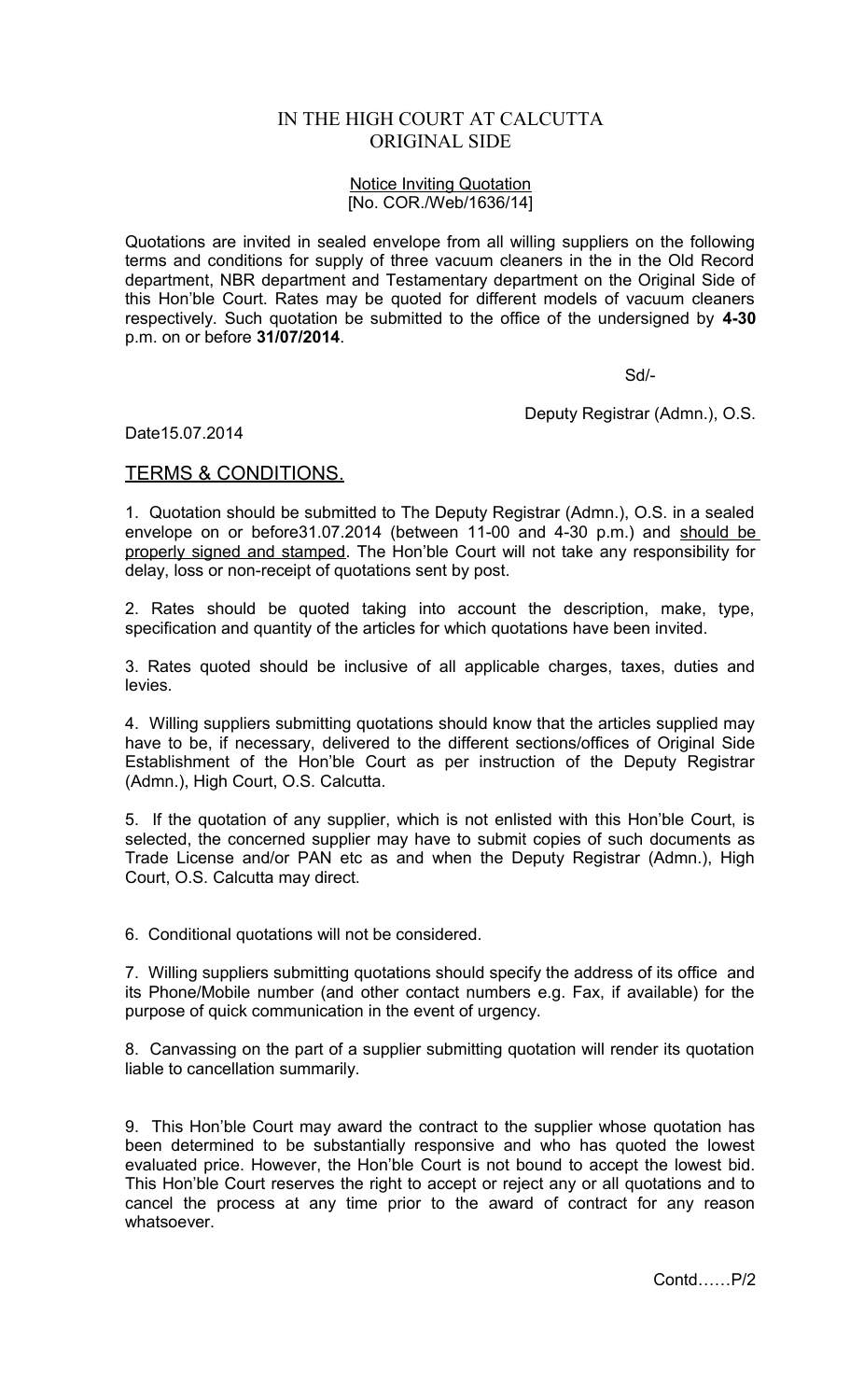# IN THE HIGH COURT AT CALCUTTA
## ORIGINAL SIDE

<u>Notice Inviting Quotation</u>
[No. COR./Web/1636/14]

Quotations are invited in sealed envelope from all willing suppliers on the following terms and conditions for supply of three vacuum cleaners in the in the Old Record department, NBR department and Testamentary department on the Original Side of this Hon'ble Court. Rates may be quoted for different models of vacuum cleaners respectively. Such quotation be submitted to the office of the undersigned by **4-30** p.m. on or before **31/07/2014**.

Sd/-

Deputy Registrar (Admn.), O.S.

Date15.07.2014

## <u>TERMS & CONDITIONS.</u>

1. Quotation should be submitted to The Deputy Registrar (Admn.), O.S. in a sealed envelope on or before31.07.2014 (between 11-00 and 4-30 p.m.) and <u>should be properly signed and stamped</u>. The Hon'ble Court will not take any responsibility for delay, loss or non-receipt of quotations sent by post.

2. Rates should be quoted taking into account the description, make, type, specification and quantity of the articles for which quotations have been invited.

3. Rates quoted should be inclusive of all applicable charges, taxes, duties and levies.

4. Willing suppliers submitting quotations should know that the articles supplied may have to be, if necessary, delivered to the different sections/offices of Original Side Establishment of the Hon'ble Court as per instruction of the Deputy Registrar (Admn.), High Court, O.S. Calcutta.

5. If the quotation of any supplier, which is not enlisted with this Hon'ble Court, is selected, the concerned supplier may have to submit copies of such documents as Trade License and/or PAN etc as and when the Deputy Registrar (Admn.), High Court, O.S. Calcutta may direct.

6. Conditional quotations will not be considered.

7. Willing suppliers submitting quotations should specify the address of its office and its Phone/Mobile number (and other contact numbers e.g. Fax, if available) for the purpose of quick communication in the event of urgency.

8. Canvassing on the part of a supplier submitting quotation will render its quotation liable to cancellation summarily.

9. This Hon'ble Court may award the contract to the supplier whose quotation has been determined to be substantially responsive and who has quoted the lowest evaluated price. However, the Hon'ble Court is not bound to accept the lowest bid. This Hon'ble Court reserves the right to accept or reject any or all quotations and to cancel the process at any time prior to the award of contract for any reason whatsoever.

Contd……P/2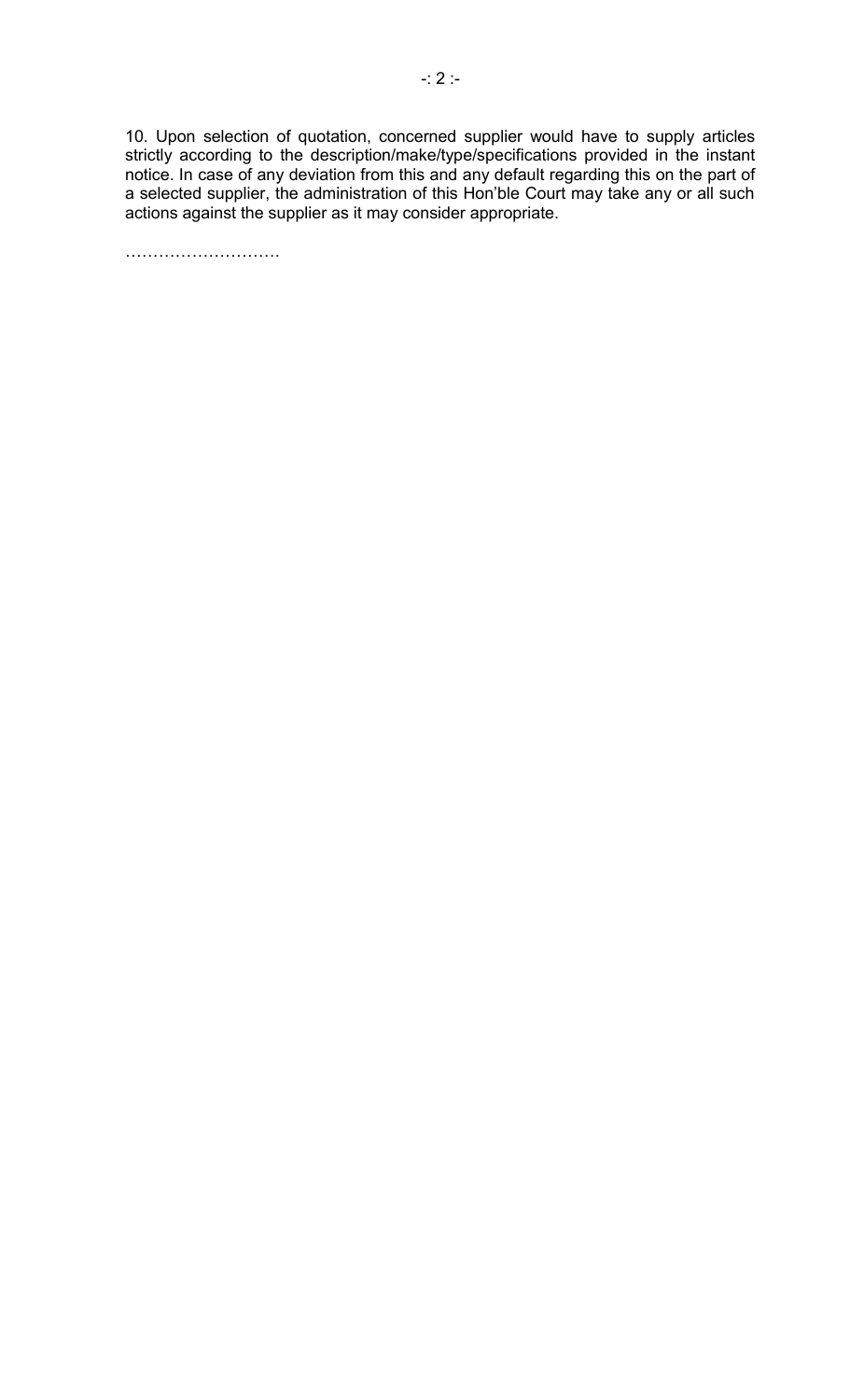10. Upon selection of quotation, concerned supplier would have to supply articles strictly according to the description/make/type/specifications provided in the instant notice. In case of any deviation from this and any default regarding this on the part of a selected supplier, the administration of this Hon'ble Court may take any or all such actions against the supplier as it may consider appropriate.

………………………